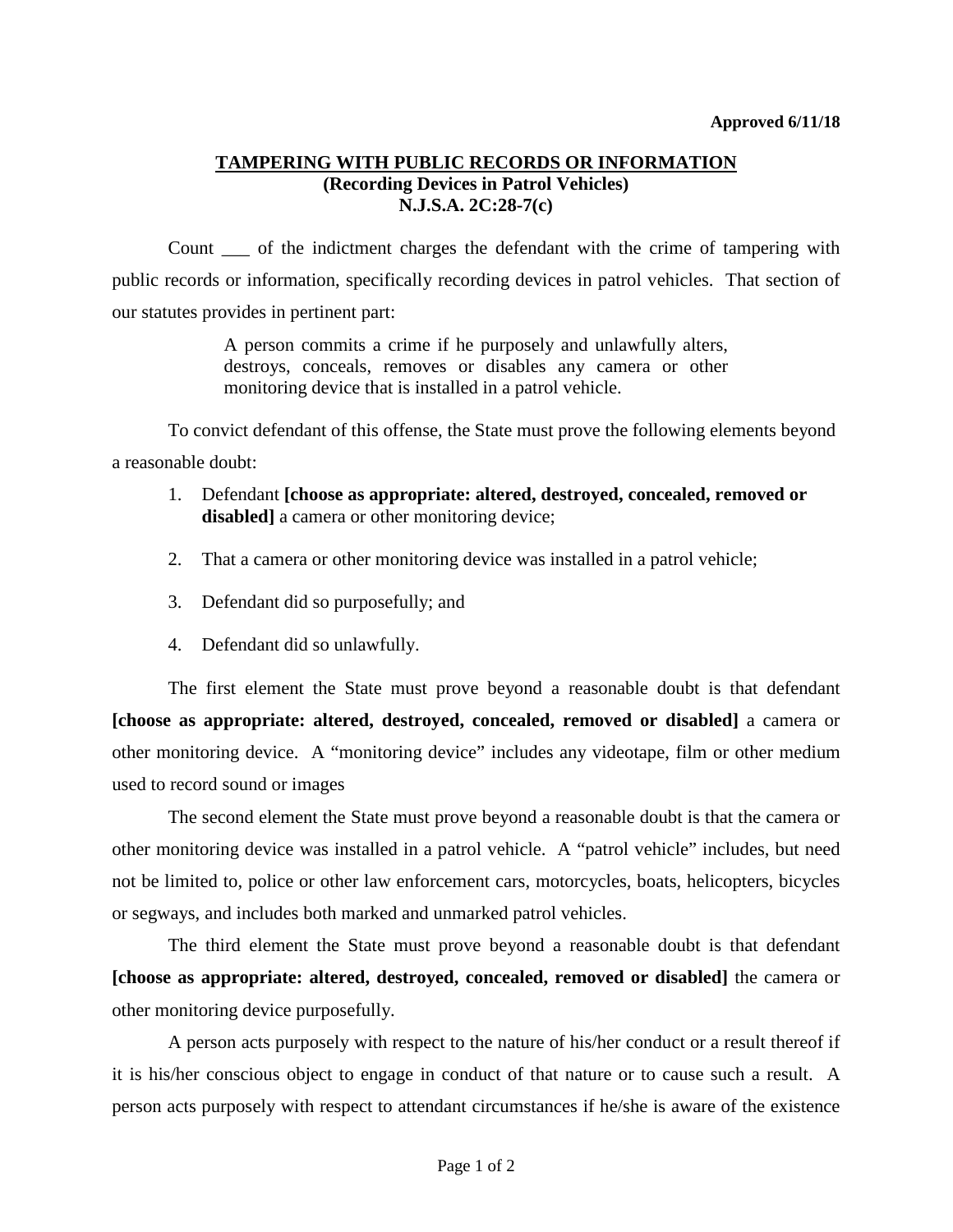**Approved 6/11/18**

# TAMPERING WITH PUBLIC RECORDS OR INFORMATION
## (Recording Devices in Patrol Vehicles)
## N.J.S.A. 2C:28-7(c)

Count ___ of the indictment charges the defendant with the crime of tampering with public records or information, specifically recording devices in patrol vehicles. That section of our statutes provides in pertinent part:

> A person commits a crime if he purposely and unlawfully alters, destroys, conceals, removes or disables any camera or other monitoring device that is installed in a patrol vehicle.

To convict defendant of this offense, the State must prove the following elements beyond a reasonable doubt:

1. Defendant **[choose as appropriate: altered, destroyed, concealed, removed or disabled]** a camera or other monitoring device;
2. That a camera or other monitoring device was installed in a patrol vehicle;
3. Defendant did so purposefully; and
4. Defendant did so unlawfully.

The first element the State must prove beyond a reasonable doubt is that defendant **[choose as appropriate: altered, destroyed, concealed, removed or disabled]** a camera or other monitoring device. A "monitoring device" includes any videotape, film or other medium used to record sound or images

The second element the State must prove beyond a reasonable doubt is that the camera or other monitoring device was installed in a patrol vehicle. A "patrol vehicle" includes, but need not be limited to, police or other law enforcement cars, motorcycles, boats, helicopters, bicycles or segways, and includes both marked and unmarked patrol vehicles.

The third element the State must prove beyond a reasonable doubt is that defendant **[choose as appropriate: altered, destroyed, concealed, removed or disabled]** the camera or other monitoring device purposefully.

A person acts purposely with respect to the nature of his/her conduct or a result thereof if it is his/her conscious object to engage in conduct of that nature or to cause such a result. A person acts purposely with respect to attendant circumstances if he/she is aware of the existence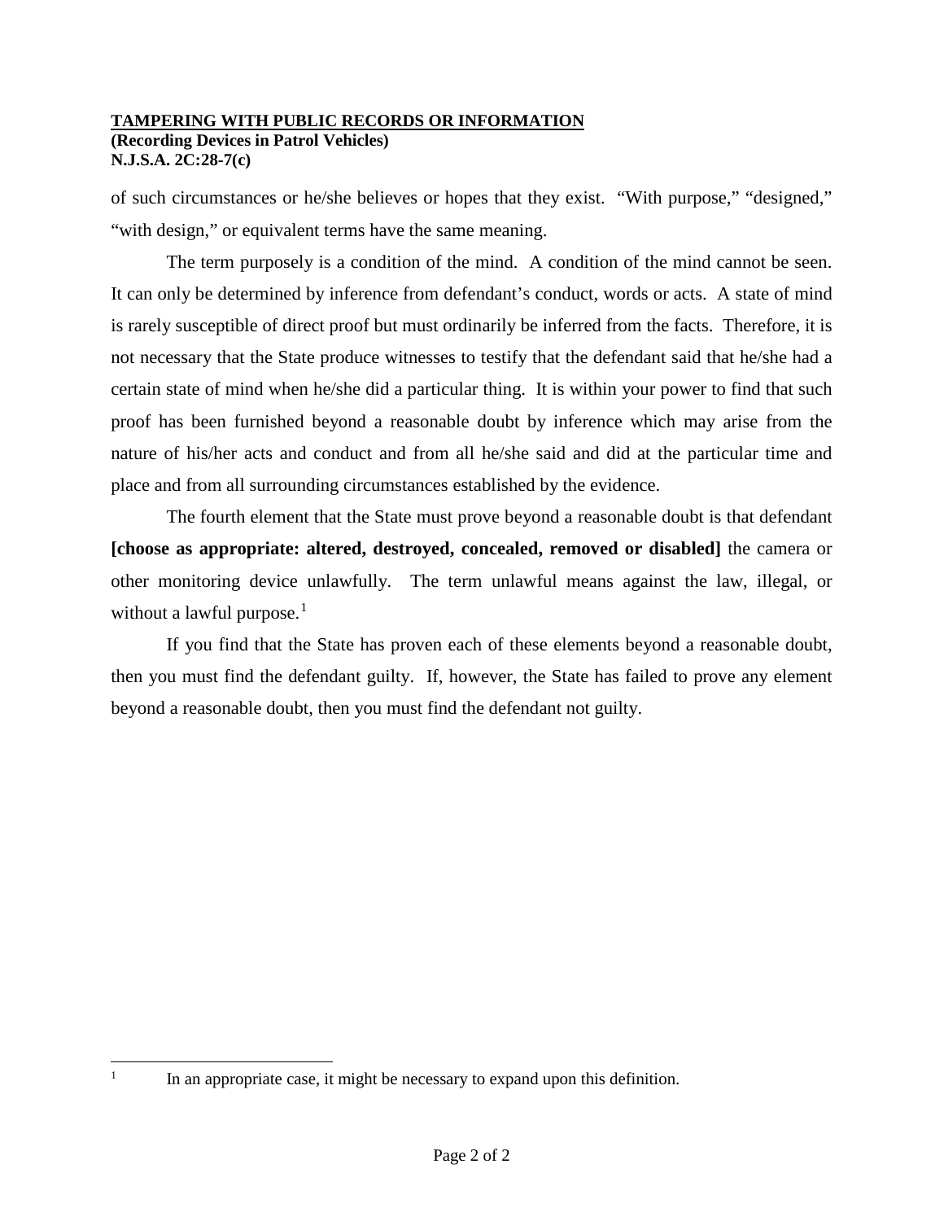of such circumstances or he/she believes or hopes that they exist. "With purpose," "designed," "with design," or equivalent terms have the same meaning.

The term purposely is a condition of the mind. A condition of the mind cannot be seen. It can only be determined by inference from defendant's conduct, words or acts. A state of mind is rarely susceptible of direct proof but must ordinarily be inferred from the facts. Therefore, it is not necessary that the State produce witnesses to testify that the defendant said that he/she had a certain state of mind when he/she did a particular thing. It is within your power to find that such proof has been furnished beyond a reasonable doubt by inference which may arise from the nature of his/her acts and conduct and from all he/she said and did at the particular time and place and from all surrounding circumstances established by the evidence.

The fourth element that the State must prove beyond a reasonable doubt is that defendant **[choose as appropriate: altered, destroyed, concealed, removed or disabled]** the camera or other monitoring device unlawfully. The term unlawful means against the law, illegal, or without a lawful purpose.[1]

If you find that the State has proven each of these elements beyond a reasonable doubt, then you must find the defendant guilty. If, however, the State has failed to prove any element beyond a reasonable doubt, then you must find the defendant not guilty.

---

[1] In an appropriate case, it might be necessary to expand upon this definition.